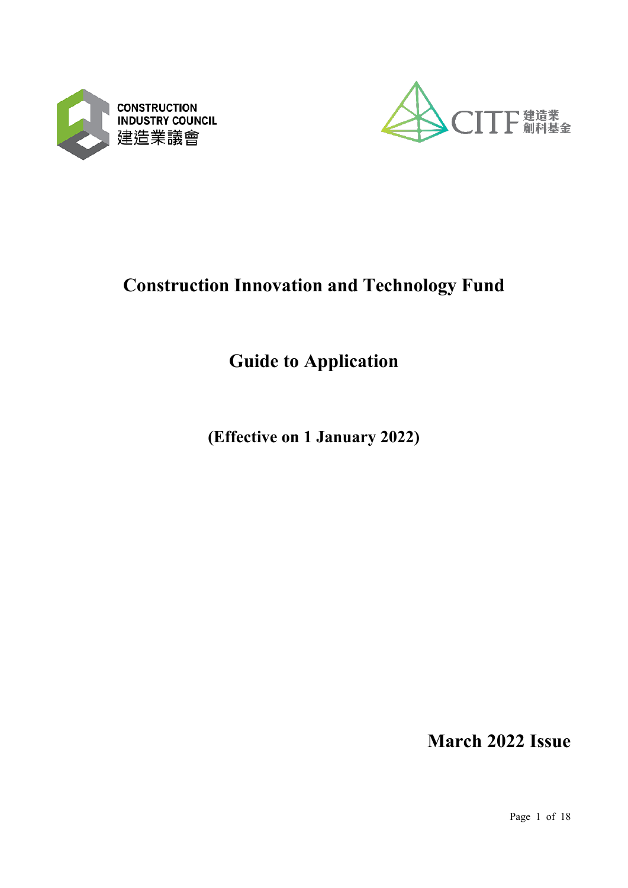# Construction Innovation and Technology Fund

## Guide to Application

**(Effective on 1 January 2022)**

**March 2022 Issue**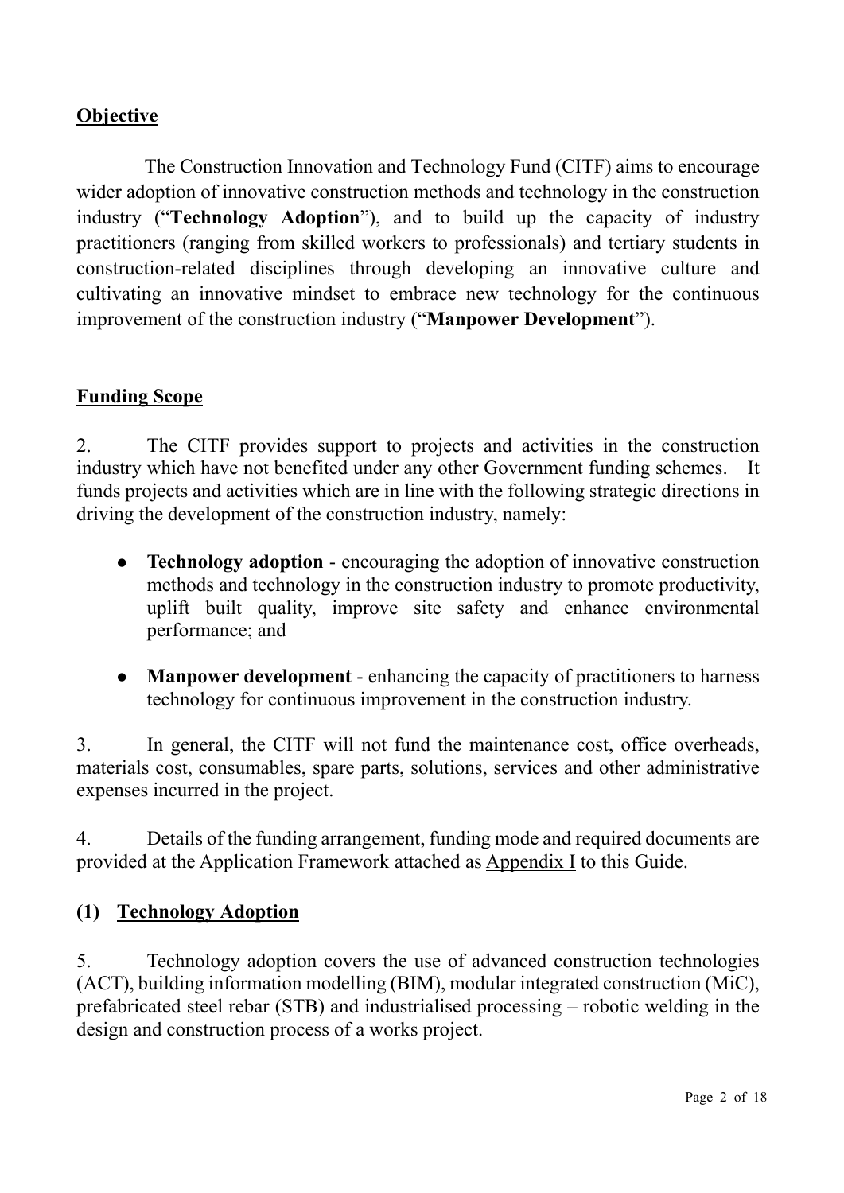## Objective

The Construction Innovation and Technology Fund (CITF) aims to encourage wider adoption of innovative construction methods and technology in the construction industry ("**Technology Adoption**"), and to build up the capacity of industry practitioners (ranging from skilled workers to professionals) and tertiary students in construction-related disciplines through developing an innovative culture and cultivating an innovative mindset to embrace new technology for the continuous improvement of the construction industry ("**Manpower Development**").

## Funding Scope

2. The CITF provides support to projects and activities in the construction industry which have not benefited under any other Government funding schemes. It funds projects and activities which are in line with the following strategic directions in driving the development of the construction industry, namely:

- **Technology adoption** - encouraging the adoption of innovative construction methods and technology in the construction industry to promote productivity, uplift built quality, improve site safety and enhance environmental performance; and
- **Manpower development** - enhancing the capacity of practitioners to harness technology for continuous improvement in the construction industry.

3. In general, the CITF will not fund the maintenance cost, office overheads, materials cost, consumables, spare parts, solutions, services and other administrative expenses incurred in the project.

4. Details of the funding arrangement, funding mode and required documents are provided at the Application Framework attached as Appendix I to this Guide.

### (1) Technology Adoption

5. Technology adoption covers the use of advanced construction technologies (ACT), building information modelling (BIM), modular integrated construction (MiC), prefabricated steel rebar (STB) and industrialised processing – robotic welding in the design and construction process of a works project.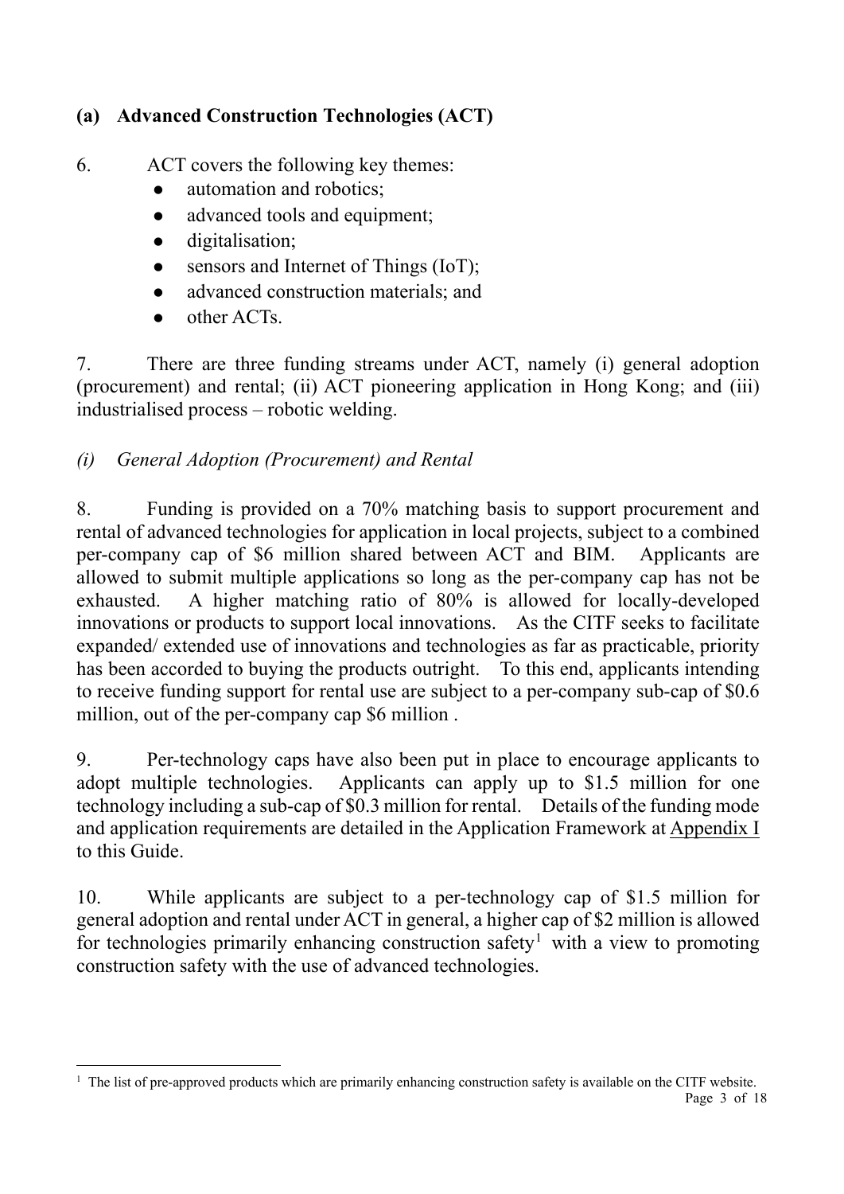## (a) Advanced Construction Technologies (ACT)

6. ACT covers the following key themes:

- automation and robotics;
- advanced tools and equipment;
- digitalisation;
- sensors and Internet of Things (IoT);
- advanced construction materials; and
- other ACTs.

7. There are three funding streams under ACT, namely (i) general adoption (procurement) and rental; (ii) ACT pioneering application in Hong Kong; and (iii) industrialised process – robotic welding.

### *(i) General Adoption (Procurement) and Rental*

8. Funding is provided on a 70% matching basis to support procurement and rental of advanced technologies for application in local projects, subject to a combined per-company cap of $6 million shared between ACT and BIM. Applicants are allowed to submit multiple applications so long as the per-company cap has not be exhausted. A higher matching ratio of 80% is allowed for locally-developed innovations or products to support local innovations. As the CITF seeks to facilitate expanded/ extended use of innovations and technologies as far as practicable, priority has been accorded to buying the products outright. To this end, applicants intending to receive funding support for rental use are subject to a per-company sub-cap of $0.6 million, out of the per-company cap $6 million .

9. Per-technology caps have also been put in place to encourage applicants to adopt multiple technologies. Applicants can apply up to $1.5 million for one technology including a sub-cap of $0.3 million for rental. Details of the funding mode and application requirements are detailed in the Application Framework at Appendix I to this Guide.

10. While applicants are subject to a per-technology cap of $1.5 million for general adoption and rental under ACT in general, a higher cap of $2 million is allowed for technologies primarily enhancing construction safety[1] with a view to promoting construction safety with the use of advanced technologies.

---

[1] The list of pre-approved products which are primarily enhancing construction safety is available on the CITF website.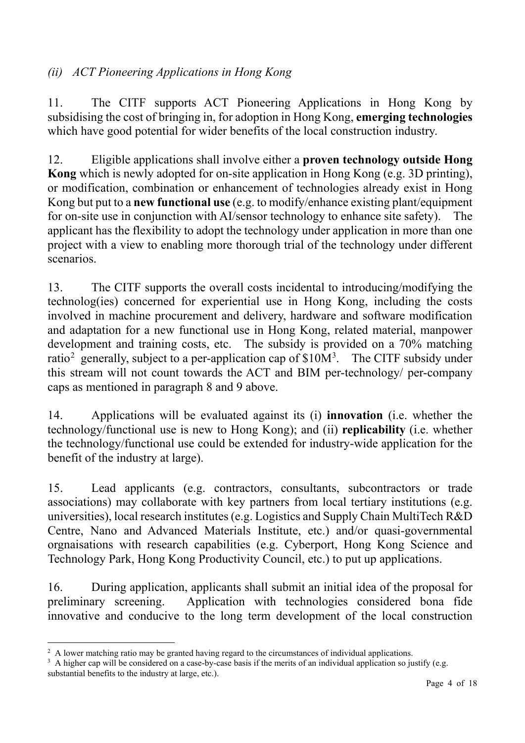### *(ii) ACT Pioneering Applications in Hong Kong*

11. The CITF supports ACT Pioneering Applications in Hong Kong by subsidising the cost of bringing in, for adoption in Hong Kong, **emerging technologies** which have good potential for wider benefits of the local construction industry.

12. Eligible applications shall involve either a **proven technology outside Hong Kong** which is newly adopted for on-site application in Hong Kong (e.g. 3D printing), or modification, combination or enhancement of technologies already exist in Hong Kong but put to a **new functional use** (e.g. to modify/enhance existing plant/equipment for on-site use in conjunction with AI/sensor technology to enhance site safety). The applicant has the flexibility to adopt the technology under application in more than one project with a view to enabling more thorough trial of the technology under different scenarios.

13. The CITF supports the overall costs incidental to introducing/modifying the technolog(ies) concerned for experiential use in Hong Kong, including the costs involved in machine procurement and delivery, hardware and software modification and adaptation for a new functional use in Hong Kong, related material, manpower development and training costs, etc. The subsidy is provided on a 70% matching ratio[2] generally, subject to a per-application cap of $10M[3]. The CITF subsidy under this stream will not count towards the ACT and BIM per-technology/ per-company caps as mentioned in paragraph 8 and 9 above.

14. Applications will be evaluated against its (i) **innovation** (i.e. whether the technology/functional use is new to Hong Kong); and (ii) **replicability** (i.e. whether the technology/functional use could be extended for industry-wide application for the benefit of the industry at large).

15. Lead applicants (e.g. contractors, consultants, subcontractors or trade associations) may collaborate with key partners from local tertiary institutions (e.g. universities), local research institutes (e.g. Logistics and Supply Chain MultiTech R&D Centre, Nano and Advanced Materials Institute, etc.) and/or quasi-governmental orgnaisations with research capabilities (e.g. Cyberport, Hong Kong Science and Technology Park, Hong Kong Productivity Council, etc.) to put up applications.

16. During application, applicants shall submit an initial idea of the proposal for preliminary screening. Application with technologies considered bona fide innovative and conducive to the long term development of the local construction

---

[2] A lower matching ratio may be granted having regard to the circumstances of individual applications.

[3] A higher cap will be considered on a case-by-case basis if the merits of an individual application so justify (e.g. substantial benefits to the industry at large, etc.).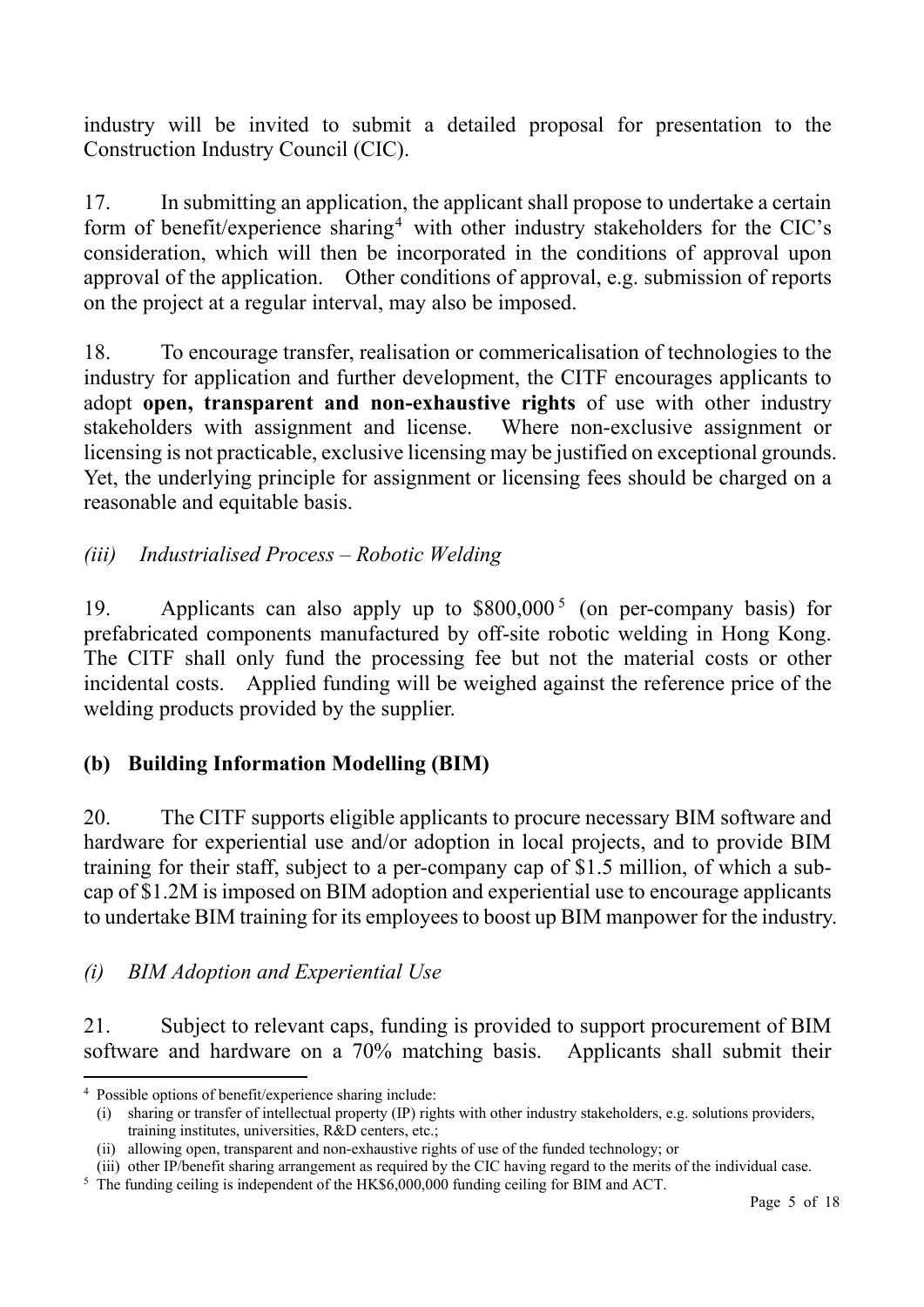industry will be invited to submit a detailed proposal for presentation to the Construction Industry Council (CIC).

17. In submitting an application, the applicant shall propose to undertake a certain form of benefit/experience sharing[4] with other industry stakeholders for the CIC's consideration, which will then be incorporated in the conditions of approval upon approval of the application. Other conditions of approval, e.g. submission of reports on the project at a regular interval, may also be imposed.

18. To encourage transfer, realisation or commericalisation of technologies to the industry for application and further development, the CITF encourages applicants to adopt **open, transparent and non-exhaustive rights** of use with other industry stakeholders with assignment and license. Where non-exclusive assignment or licensing is not practicable, exclusive licensing may be justified on exceptional grounds. Yet, the underlying principle for assignment or licensing fees should be charged on a reasonable and equitable basis.

*(iii) Industrialised Process – Robotic Welding*

19. Applicants can also apply up to $800,000[5] (on per-company basis) for prefabricated components manufactured by off-site robotic welding in Hong Kong. The CITF shall only fund the processing fee but not the material costs or other incidental costs. Applied funding will be weighed against the reference price of the welding products provided by the supplier.

**(b) Building Information Modelling (BIM)**

20. The CITF supports eligible applicants to procure necessary BIM software and hardware for experiential use and/or adoption in local projects, and to provide BIM training for their staff, subject to a per-company cap of $1.5 million, of which a sub-cap of $1.2M is imposed on BIM adoption and experiential use to encourage applicants to undertake BIM training for its employees to boost up BIM manpower for the industry.

*(i) BIM Adoption and Experiential Use*

21. Subject to relevant caps, funding is provided to support procurement of BIM software and hardware on a 70% matching basis. Applicants shall submit their

---

[4] Possible options of benefit/experience sharing include:
(i) sharing or transfer of intellectual property (IP) rights with other industry stakeholders, e.g. solutions providers, training institutes, universities, R&D centers, etc.;
(ii) allowing open, transparent and non-exhaustive rights of use of the funded technology; or
(iii) other IP/benefit sharing arrangement as required by the CIC having regard to the merits of the individual case.

[5] The funding ceiling is independent of the HK$6,000,000 funding ceiling for BIM and ACT.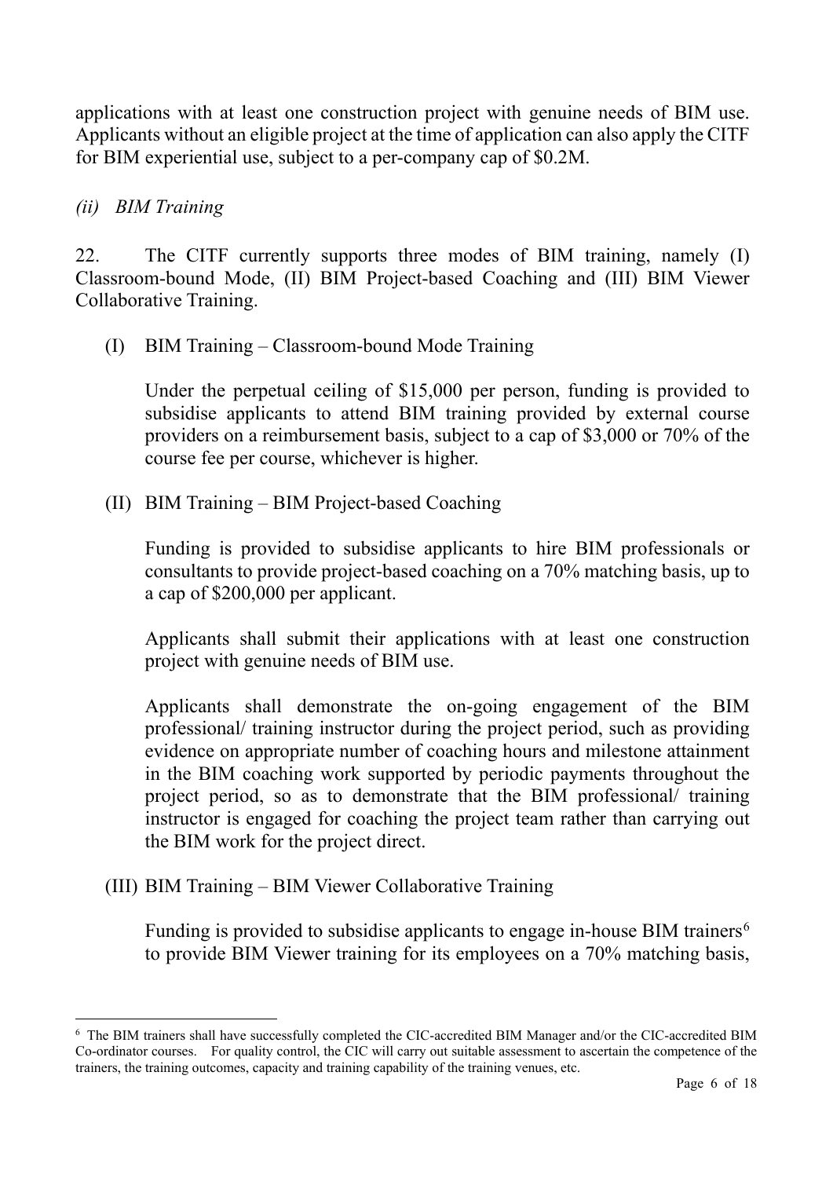applications with at least one construction project with genuine needs of BIM use. Applicants without an eligible project at the time of application can also apply the CITF for BIM experiential use, subject to a per-company cap of $0.2M.

*(ii) BIM Training*

22. The CITF currently supports three modes of BIM training, namely (I) Classroom-bound Mode, (II) BIM Project-based Coaching and (III) BIM Viewer Collaborative Training.

(I) BIM Training – Classroom-bound Mode Training

Under the perpetual ceiling of $15,000 per person, funding is provided to subsidise applicants to attend BIM training provided by external course providers on a reimbursement basis, subject to a cap of $3,000 or 70% of the course fee per course, whichever is higher.

(II) BIM Training – BIM Project-based Coaching

Funding is provided to subsidise applicants to hire BIM professionals or consultants to provide project-based coaching on a 70% matching basis, up to a cap of $200,000 per applicant.

Applicants shall submit their applications with at least one construction project with genuine needs of BIM use.

Applicants shall demonstrate the on-going engagement of the BIM professional/ training instructor during the project period, such as providing evidence on appropriate number of coaching hours and milestone attainment in the BIM coaching work supported by periodic payments throughout the project period, so as to demonstrate that the BIM professional/ training instructor is engaged for coaching the project team rather than carrying out the BIM work for the project direct.

(III) BIM Training – BIM Viewer Collaborative Training

Funding is provided to subsidise applicants to engage in-house BIM trainers[6] to provide BIM Viewer training for its employees on a 70% matching basis,

[6] The BIM trainers shall have successfully completed the CIC-accredited BIM Manager and/or the CIC-accredited BIM Co-ordinator courses. For quality control, the CIC will carry out suitable assessment to ascertain the competence of the trainers, the training outcomes, capacity and training capability of the training venues, etc.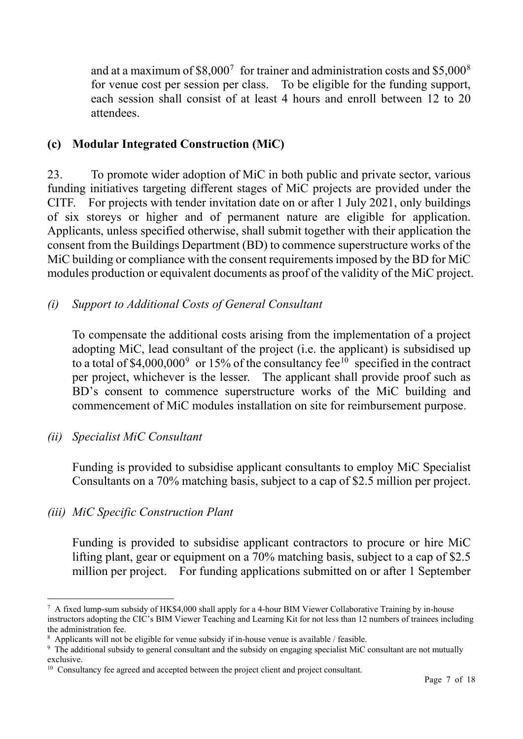and at a maximum of $8,000[7] for trainer and administration costs and $5,000[8] for venue cost per session per class. To be eligible for the funding support, each session shall consist of at least 4 hours and enroll between 12 to 20 attendees.

### (c) Modular Integrated Construction (MiC)

23. To promote wider adoption of MiC in both public and private sector, various funding initiatives targeting different stages of MiC projects are provided under the CITF. For projects with tender invitation date on or after 1 July 2021, only buildings of six storeys or higher and of permanent nature are eligible for application. Applicants, unless specified otherwise, shall submit together with their application the consent from the Buildings Department (BD) to commence superstructure works of the MiC building or compliance with the consent requirements imposed by the BD for MiC modules production or equivalent documents as proof of the validity of the MiC project.

*(i) Support to Additional Costs of General Consultant*

To compensate the additional costs arising from the implementation of a project adopting MiC, lead consultant of the project (i.e. the applicant) is subsidised up to a total of $4,000,000[9] or 15% of the consultancy fee[10] specified in the contract per project, whichever is the lesser. The applicant shall provide proof such as BD's consent to commence superstructure works of the MiC building and commencement of MiC modules installation on site for reimbursement purpose.

*(ii) Specialist MiC Consultant*

Funding is provided to subsidise applicant consultants to employ MiC Specialist Consultants on a 70% matching basis, subject to a cap of $2.5 million per project.

*(iii) MiC Specific Construction Plant*

Funding is provided to subsidise applicant contractors to procure or hire MiC lifting plant, gear or equipment on a 70% matching basis, subject to a cap of $2.5 million per project. For funding applications submitted on or after 1 September

---

[7] A fixed lump-sum subsidy of HK$4,000 shall apply for a 4-hour BIM Viewer Collaborative Training by in-house instructors adopting the CIC's BIM Viewer Teaching and Learning Kit for not less than 12 numbers of trainees including the administration fee.

[8] Applicants will not be eligible for venue subsidy if in-house venue is available / feasible.

[9] The additional subsidy to general consultant and the subsidy on engaging specialist MiC consultant are not mutually exclusive.

[10] Consultancy fee agreed and accepted between the project client and project consultant.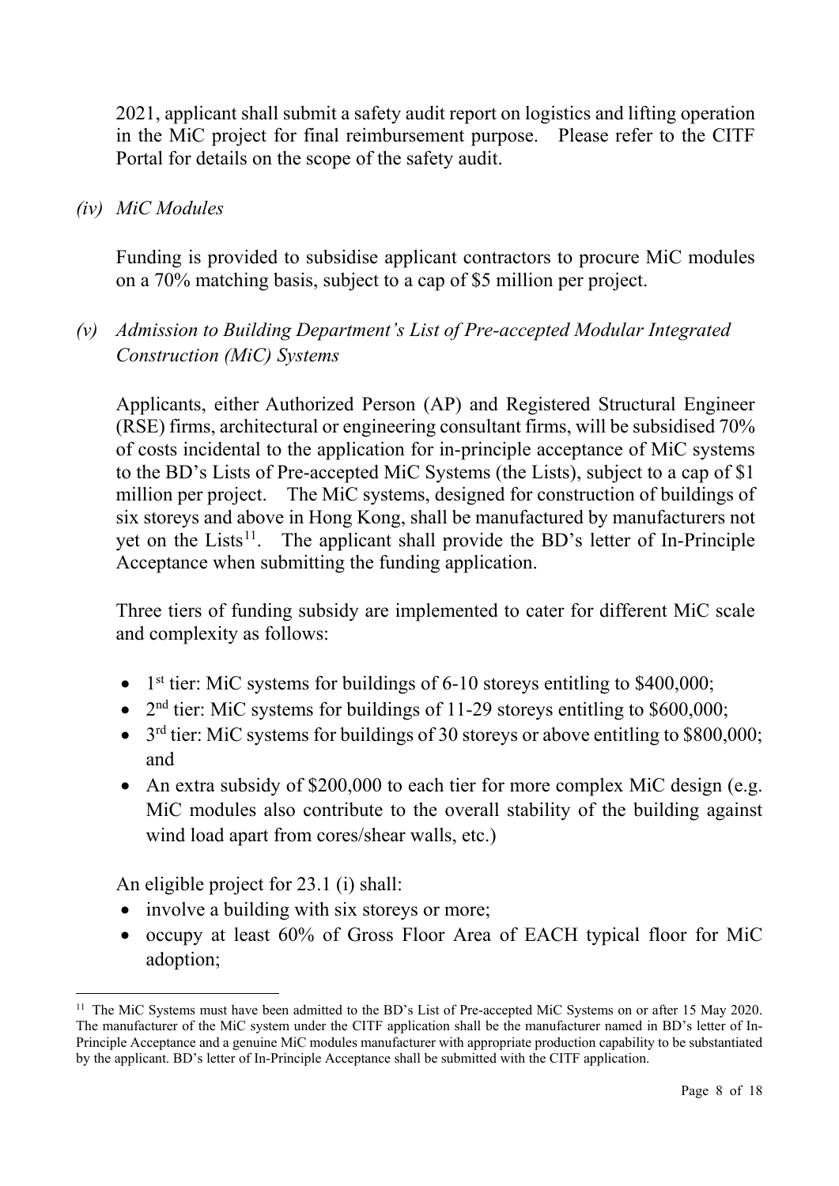2021, applicant shall submit a safety audit report on logistics and lifting operation in the MiC project for final reimbursement purpose. Please refer to the CITF Portal for details on the scope of the safety audit.

*(iv) MiC Modules*

Funding is provided to subsidise applicant contractors to procure MiC modules on a 70% matching basis, subject to a cap of $5 million per project.

*(v) Admission to Building Department's List of Pre-accepted Modular Integrated Construction (MiC) Systems*

Applicants, either Authorized Person (AP) and Registered Structural Engineer (RSE) firms, architectural or engineering consultant firms, will be subsidised 70% of costs incidental to the application for in-principle acceptance of MiC systems to the BD's Lists of Pre-accepted MiC Systems (the Lists), subject to a cap of $1 million per project. The MiC systems, designed for construction of buildings of six storeys and above in Hong Kong, shall be manufactured by manufacturers not yet on the Lists[11]. The applicant shall provide the BD's letter of In-Principle Acceptance when submitting the funding application.

Three tiers of funding subsidy are implemented to cater for different MiC scale and complexity as follows:

- 1st tier: MiC systems for buildings of 6-10 storeys entitling to $400,000;
- 2nd tier: MiC systems for buildings of 11-29 storeys entitling to $600,000;
- 3rd tier: MiC systems for buildings of 30 storeys or above entitling to $800,000; and
- An extra subsidy of $200,000 to each tier for more complex MiC design (e.g. MiC modules also contribute to the overall stability of the building against wind load apart from cores/shear walls, etc.)

An eligible project for 23.1 (i) shall:

- involve a building with six storeys or more;
- occupy at least 60% of Gross Floor Area of EACH typical floor for MiC adoption;

---

[11] The MiC Systems must have been admitted to the BD's List of Pre-accepted MiC Systems on or after 15 May 2020. The manufacturer of the MiC system under the CITF application shall be the manufacturer named in BD's letter of In-Principle Acceptance and a genuine MiC modules manufacturer with appropriate production capability to be substantiated by the applicant. BD's letter of In-Principle Acceptance shall be submitted with the CITF application.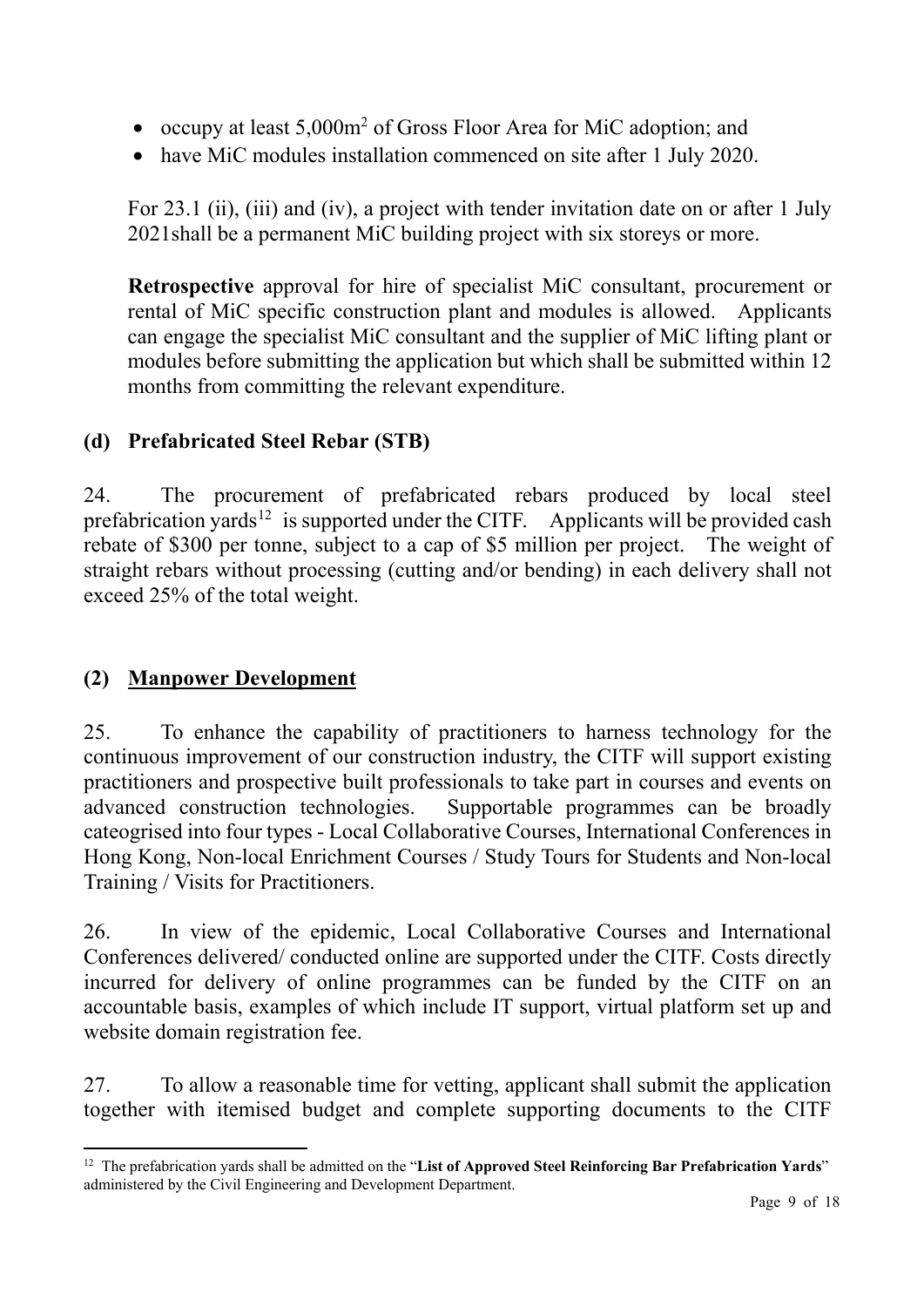- occupy at least 5,000m$^2$ of Gross Floor Area for MiC adoption; and
- have MiC modules installation commenced on site after 1 July 2020.

For 23.1 (ii), (iii) and (iv), a project with tender invitation date on or after 1 July 2021shall be a permanent MiC building project with six storeys or more.

**Retrospective** approval for hire of specialist MiC consultant, procurement or rental of MiC specific construction plant and modules is allowed. Applicants can engage the specialist MiC consultant and the supplier of MiC lifting plant or modules before submitting the application but which shall be submitted within 12 months from committing the relevant expenditure.

### (d) Prefabricated Steel Rebar (STB)

24. The procurement of prefabricated rebars produced by local steel prefabrication yards[12] is supported under the CITF. Applicants will be provided cash rebate of $300 per tonne, subject to a cap of $5 million per project. The weight of straight rebars without processing (cutting and/or bending) in each delivery shall not exceed 25% of the total weight.

## (2) Manpower Development

25. To enhance the capability of practitioners to harness technology for the continuous improvement of our construction industry, the CITF will support existing practitioners and prospective built professionals to take part in courses and events on advanced construction technologies. Supportable programmes can be broadly cateogrised into four types - Local Collaborative Courses, International Conferences in Hong Kong, Non-local Enrichment Courses / Study Tours for Students and Non-local Training / Visits for Practitioners.

26. In view of the epidemic, Local Collaborative Courses and International Conferences delivered/ conducted online are supported under the CITF. Costs directly incurred for delivery of online programmes can be funded by the CITF on an accountable basis, examples of which include IT support, virtual platform set up and website domain registration fee.

27. To allow a reasonable time for vetting, applicant shall submit the application together with itemised budget and complete supporting documents to the CITF

[12] The prefabrication yards shall be admitted on the "**List of Approved Steel Reinforcing Bar Prefabrication Yards**" administered by the Civil Engineering and Development Department.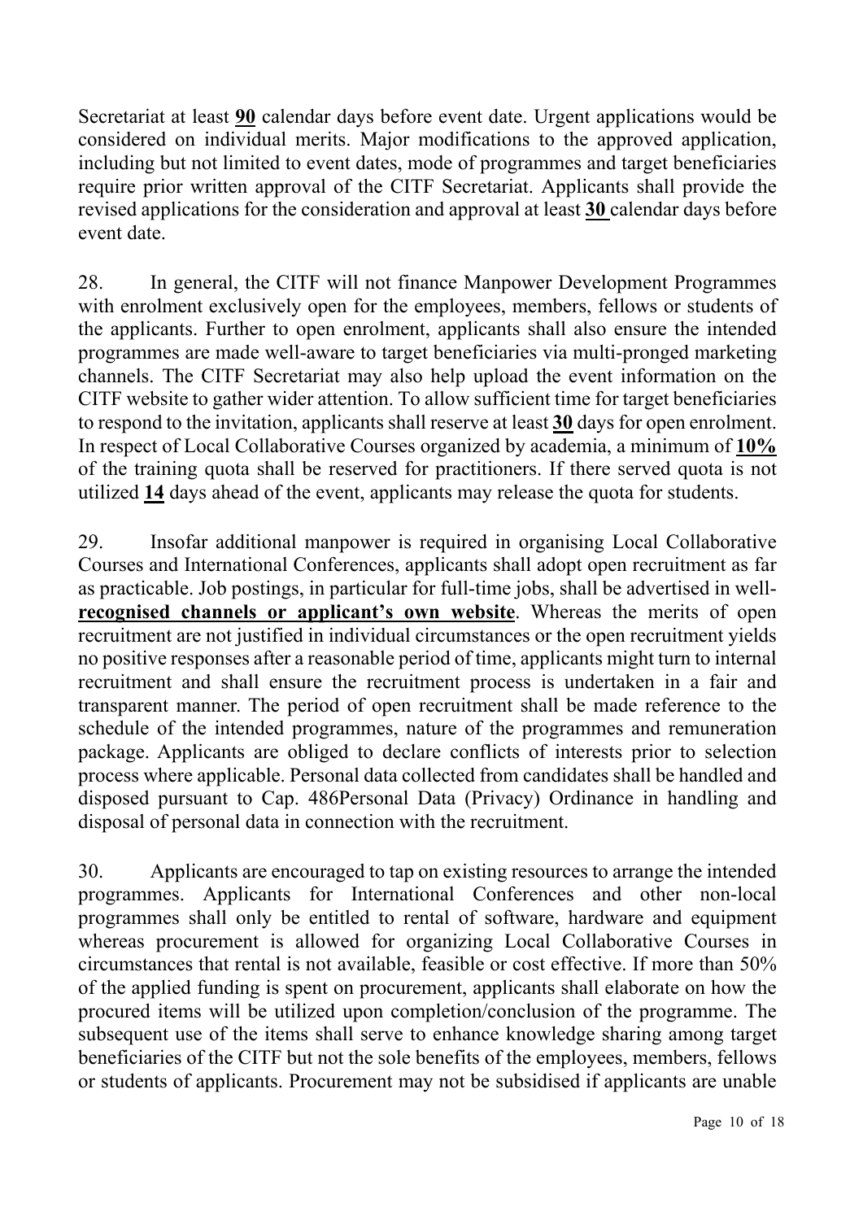Secretariat at least **90** calendar days before event date. Urgent applications would be considered on individual merits. Major modifications to the approved application, including but not limited to event dates, mode of programmes and target beneficiaries require prior written approval of the CITF Secretariat. Applicants shall provide the revised applications for the consideration and approval at least **30** calendar days before event date.

28. In general, the CITF will not finance Manpower Development Programmes with enrolment exclusively open for the employees, members, fellows or students of the applicants. Further to open enrolment, applicants shall also ensure the intended programmes are made well-aware to target beneficiaries via multi-pronged marketing channels. The CITF Secretariat may also help upload the event information on the CITF website to gather wider attention. To allow sufficient time for target beneficiaries to respond to the invitation, applicants shall reserve at least **30** days for open enrolment. In respect of Local Collaborative Courses organized by academia, a minimum of **10%** of the training quota shall be reserved for practitioners. If there served quota is not utilized **14** days ahead of the event, applicants may release the quota for students.

29. Insofar additional manpower is required in organising Local Collaborative Courses and International Conferences, applicants shall adopt open recruitment as far as practicable. Job postings, in particular for full-time jobs, shall be advertised in well-**recognised channels or applicant's own website**. Whereas the merits of open recruitment are not justified in individual circumstances or the open recruitment yields no positive responses after a reasonable period of time, applicants might turn to internal recruitment and shall ensure the recruitment process is undertaken in a fair and transparent manner. The period of open recruitment shall be made reference to the schedule of the intended programmes, nature of the programmes and remuneration package. Applicants are obliged to declare conflicts of interests prior to selection process where applicable. Personal data collected from candidates shall be handled and disposed pursuant to Cap. 486Personal Data (Privacy) Ordinance in handling and disposal of personal data in connection with the recruitment.

30. Applicants are encouraged to tap on existing resources to arrange the intended programmes. Applicants for International Conferences and other non-local programmes shall only be entitled to rental of software, hardware and equipment whereas procurement is allowed for organizing Local Collaborative Courses in circumstances that rental is not available, feasible or cost effective. If more than 50% of the applied funding is spent on procurement, applicants shall elaborate on how the procured items will be utilized upon completion/conclusion of the programme. The subsequent use of the items shall serve to enhance knowledge sharing among target beneficiaries of the CITF but not the sole benefits of the employees, members, fellows or students of applicants. Procurement may not be subsidised if applicants are unable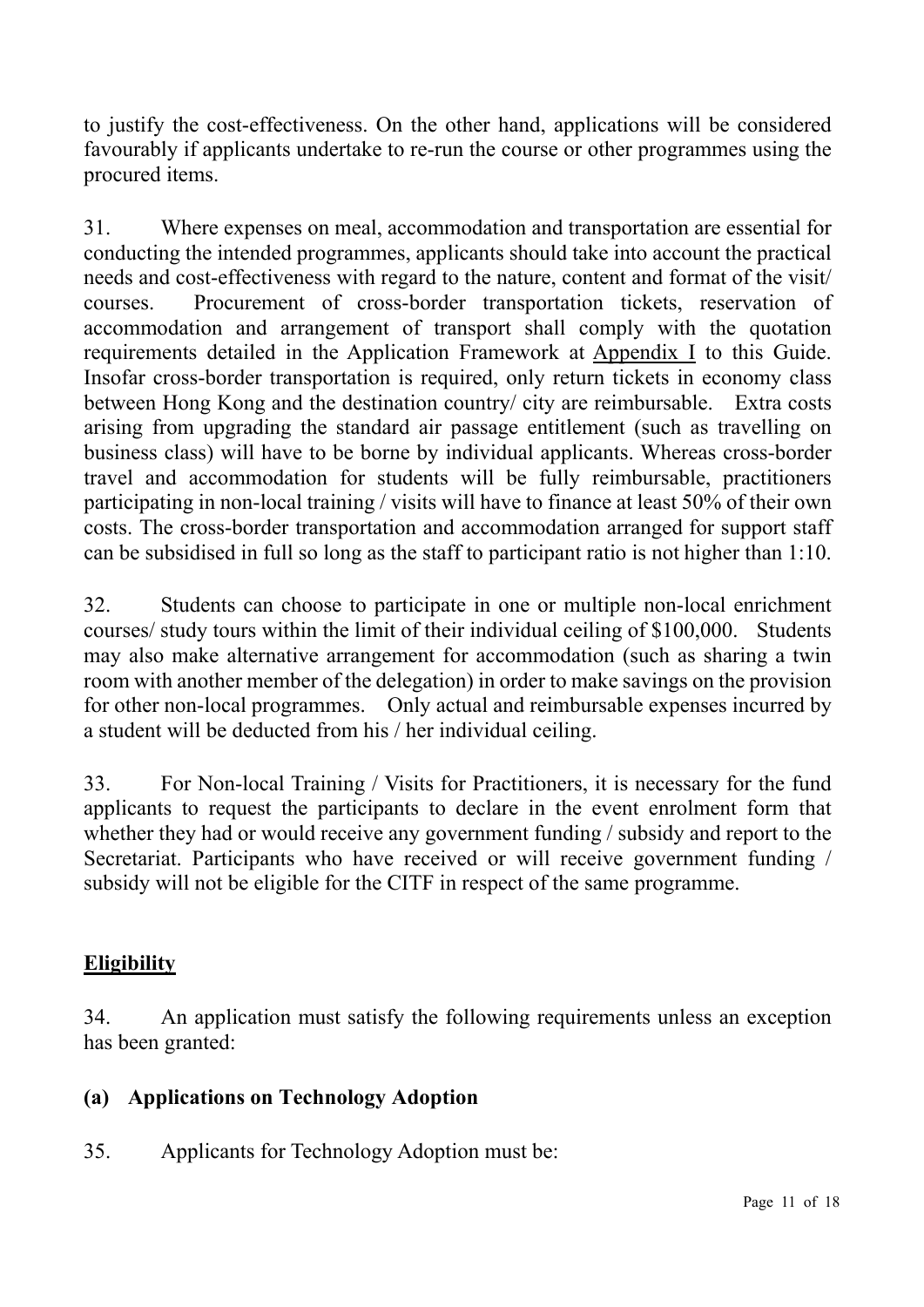to justify the cost-effectiveness. On the other hand, applications will be considered favourably if applicants undertake to re-run the course or other programmes using the procured items.

31. Where expenses on meal, accommodation and transportation are essential for conducting the intended programmes, applicants should take into account the practical needs and cost-effectiveness with regard to the nature, content and format of the visit/ courses. Procurement of cross-border transportation tickets, reservation of accommodation and arrangement of transport shall comply with the quotation requirements detailed in the Application Framework at Appendix I to this Guide. Insofar cross-border transportation is required, only return tickets in economy class between Hong Kong and the destination country/ city are reimbursable. Extra costs arising from upgrading the standard air passage entitlement (such as travelling on business class) will have to be borne by individual applicants. Whereas cross-border travel and accommodation for students will be fully reimbursable, practitioners participating in non-local training / visits will have to finance at least 50% of their own costs. The cross-border transportation and accommodation arranged for support staff can be subsidised in full so long as the staff to participant ratio is not higher than 1:10.

32. Students can choose to participate in one or multiple non-local enrichment courses/ study tours within the limit of their individual ceiling of $100,000. Students may also make alternative arrangement for accommodation (such as sharing a twin room with another member of the delegation) in order to make savings on the provision for other non-local programmes. Only actual and reimbursable expenses incurred by a student will be deducted from his / her individual ceiling.

33. For Non-local Training / Visits for Practitioners, it is necessary for the fund applicants to request the participants to declare in the event enrolment form that whether they had or would receive any government funding / subsidy and report to the Secretariat. Participants who have received or will receive government funding / subsidy will not be eligible for the CITF in respect of the same programme.

## Eligibility

34. An application must satisfy the following requirements unless an exception has been granted:

### (a) Applications on Technology Adoption

35. Applicants for Technology Adoption must be: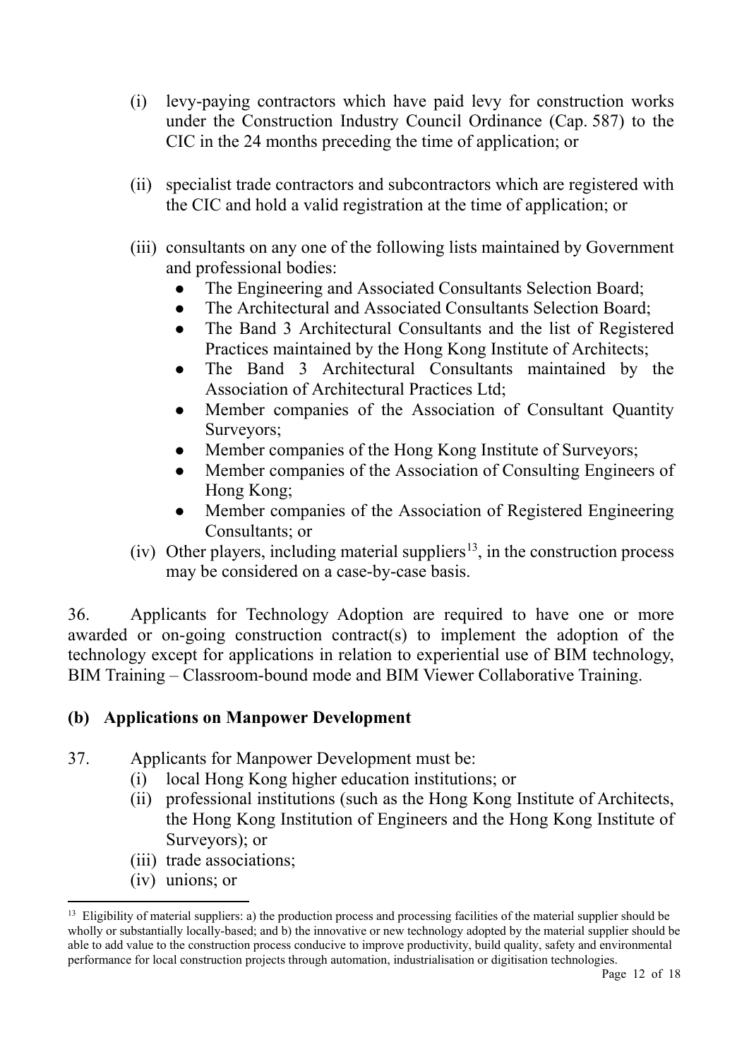(i) levy-paying contractors which have paid levy for construction works under the Construction Industry Council Ordinance (Cap. 587) to the CIC in the 24 months preceding the time of application; or

(ii) specialist trade contractors and subcontractors which are registered with the CIC and hold a valid registration at the time of application; or

(iii) consultants on any one of the following lists maintained by Government and professional bodies:
- The Engineering and Associated Consultants Selection Board;
- The Architectural and Associated Consultants Selection Board;
- The Band 3 Architectural Consultants and the list of Registered Practices maintained by the Hong Kong Institute of Architects;
- The Band 3 Architectural Consultants maintained by the Association of Architectural Practices Ltd;
- Member companies of the Association of Consultant Quantity Surveyors;
- Member companies of the Hong Kong Institute of Surveyors;
- Member companies of the Association of Consulting Engineers of Hong Kong;
- Member companies of the Association of Registered Engineering Consultants; or

(iv) Other players, including material suppliers[13], in the construction process may be considered on a case-by-case basis.

36. Applicants for Technology Adoption are required to have one or more awarded or on-going construction contract(s) to implement the adoption of the technology except for applications in relation to experiential use of BIM technology, BIM Training – Classroom-bound mode and BIM Viewer Collaborative Training.

## (b) Applications on Manpower Development

37. Applicants for Manpower Development must be:
(i) local Hong Kong higher education institutions; or
(ii) professional institutions (such as the Hong Kong Institute of Architects, the Hong Kong Institution of Engineers and the Hong Kong Institute of Surveyors); or
(iii) trade associations;
(iv) unions; or

[13] Eligibility of material suppliers: a) the production process and processing facilities of the material supplier should be wholly or substantially locally-based; and b) the innovative or new technology adopted by the material supplier should be able to add value to the construction process conducive to improve productivity, build quality, safety and environmental performance for local construction projects through automation, industrialisation or digitisation technologies.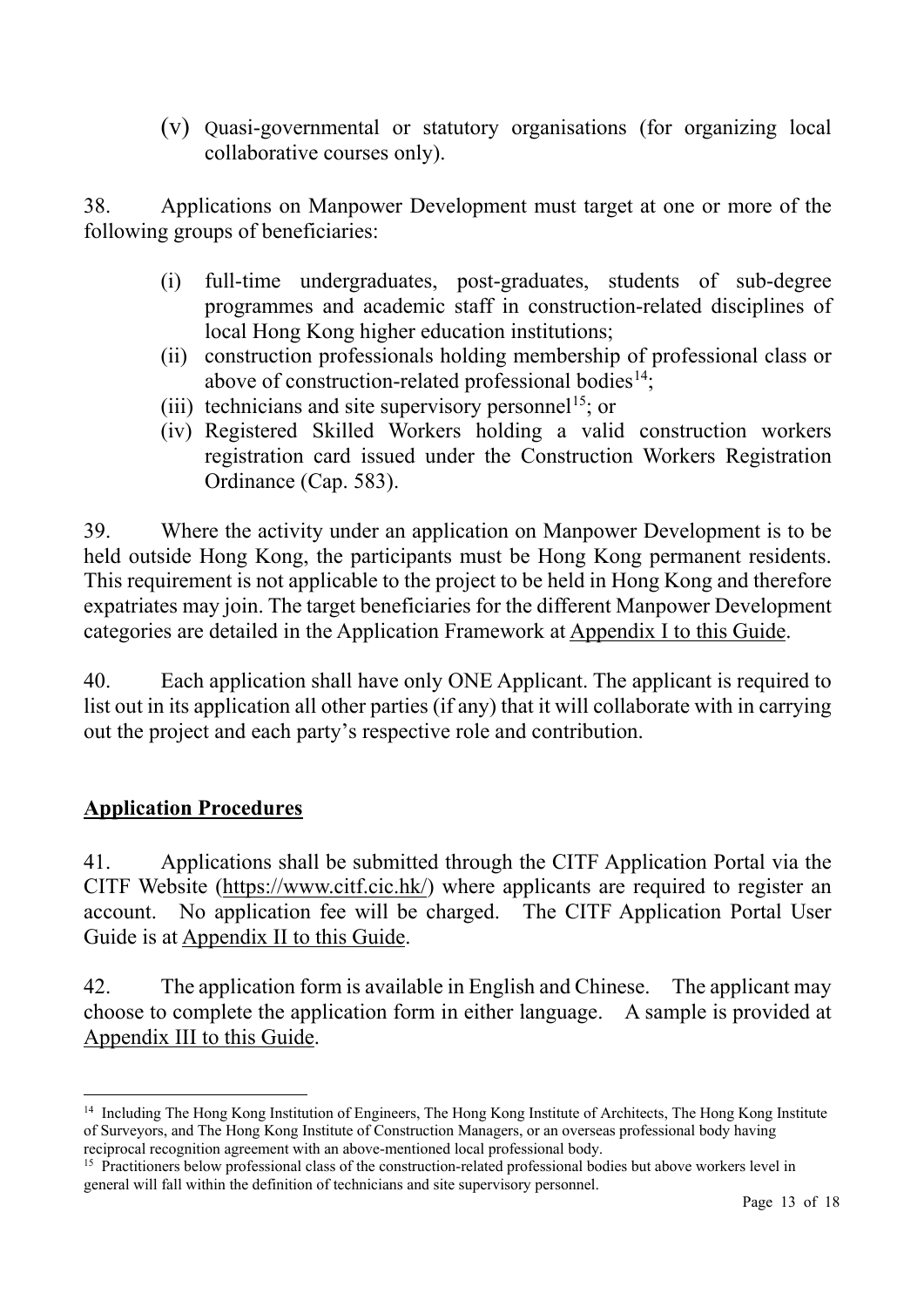(v) Quasi-governmental or statutory organisations (for organizing local collaborative courses only).

38. Applications on Manpower Development must target at one or more of the following groups of beneficiaries:

(i) full-time undergraduates, post-graduates, students of sub-degree programmes and academic staff in construction-related disciplines of local Hong Kong higher education institutions;
(ii) construction professionals holding membership of professional class or above of construction-related professional bodies[14];
(iii) technicians and site supervisory personnel[15]; or
(iv) Registered Skilled Workers holding a valid construction workers registration card issued under the Construction Workers Registration Ordinance (Cap. 583).

39. Where the activity under an application on Manpower Development is to be held outside Hong Kong, the participants must be Hong Kong permanent residents. This requirement is not applicable to the project to be held in Hong Kong and therefore expatriates may join. The target beneficiaries for the different Manpower Development categories are detailed in the Application Framework at Appendix I to this Guide.

40. Each application shall have only ONE Applicant. The applicant is required to list out in its application all other parties (if any) that it will collaborate with in carrying out the project and each party's respective role and contribution.

## Application Procedures

41. Applications shall be submitted through the CITF Application Portal via the CITF Website (https://www.citf.cic.hk/) where applicants are required to register an account. No application fee will be charged. The CITF Application Portal User Guide is at Appendix II to this Guide.

42. The application form is available in English and Chinese. The applicant may choose to complete the application form in either language. A sample is provided at Appendix III to this Guide.

---

[14] Including The Hong Kong Institution of Engineers, The Hong Kong Institute of Architects, The Hong Kong Institute of Surveyors, and The Hong Kong Institute of Construction Managers, or an overseas professional body having reciprocal recognition agreement with an above-mentioned local professional body.

[15] Practitioners below professional class of the construction-related professional bodies but above workers level in general will fall within the definition of technicians and site supervisory personnel.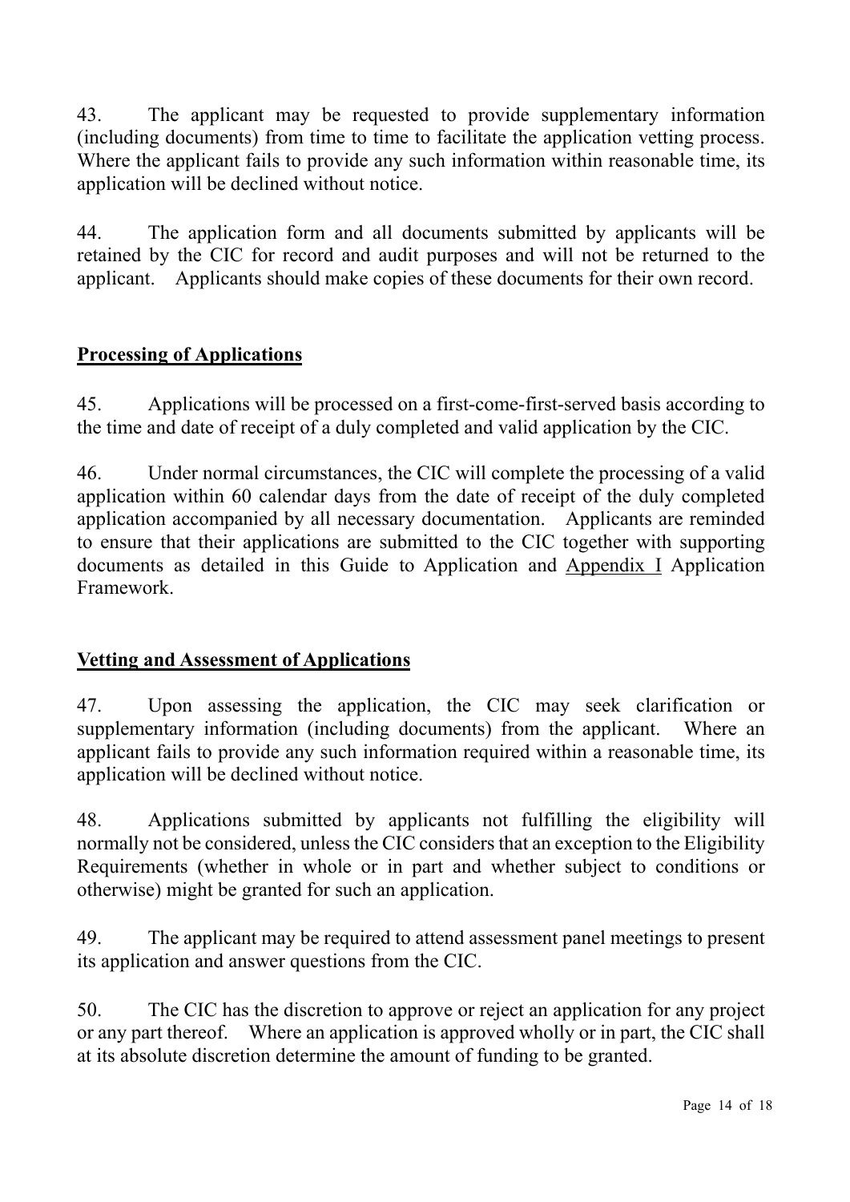43. The applicant may be requested to provide supplementary information (including documents) from time to time to facilitate the application vetting process. Where the applicant fails to provide any such information within reasonable time, its application will be declined without notice.

44. The application form and all documents submitted by applicants will be retained by the CIC for record and audit purposes and will not be returned to the applicant. Applicants should make copies of these documents for their own record.

## Processing of Applications

45. Applications will be processed on a first-come-first-served basis according to the time and date of receipt of a duly completed and valid application by the CIC.

46. Under normal circumstances, the CIC will complete the processing of a valid application within 60 calendar days from the date of receipt of the duly completed application accompanied by all necessary documentation. Applicants are reminded to ensure that their applications are submitted to the CIC together with supporting documents as detailed in this Guide to Application and Appendix I Application Framework.

## Vetting and Assessment of Applications

47. Upon assessing the application, the CIC may seek clarification or supplementary information (including documents) from the applicant. Where an applicant fails to provide any such information required within a reasonable time, its application will be declined without notice.

48. Applications submitted by applicants not fulfilling the eligibility will normally not be considered, unless the CIC considers that an exception to the Eligibility Requirements (whether in whole or in part and whether subject to conditions or otherwise) might be granted for such an application.

49. The applicant may be required to attend assessment panel meetings to present its application and answer questions from the CIC.

50. The CIC has the discretion to approve or reject an application for any project or any part thereof. Where an application is approved wholly or in part, the CIC shall at its absolute discretion determine the amount of funding to be granted.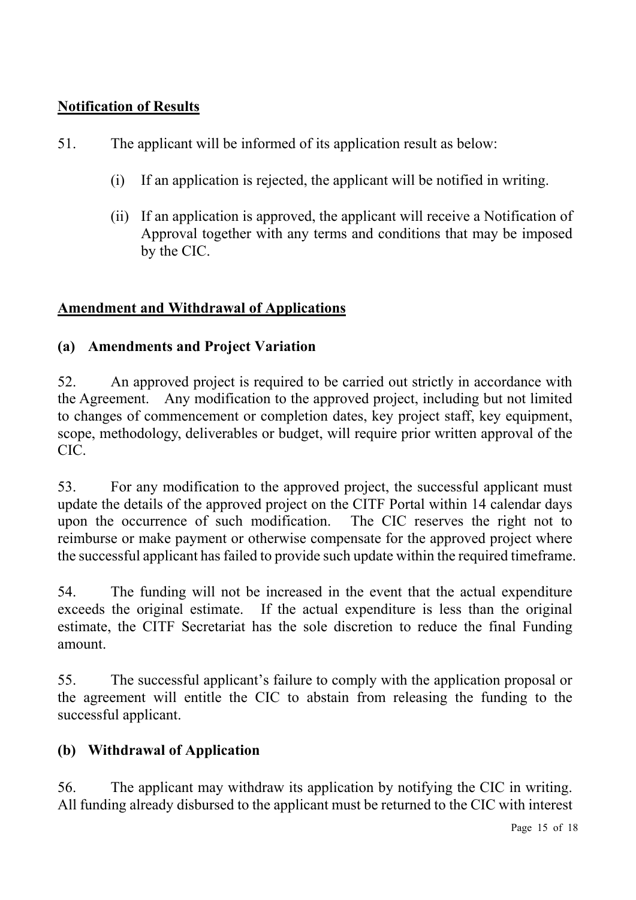## Notification of Results

51. The applicant will be informed of its application result as below:

   (i) If an application is rejected, the applicant will be notified in writing.

   (ii) If an application is approved, the applicant will receive a Notification of Approval together with any terms and conditions that may be imposed by the CIC.

## Amendment and Withdrawal of Applications

### (a) Amendments and Project Variation

52. An approved project is required to be carried out strictly in accordance with the Agreement. Any modification to the approved project, including but not limited to changes of commencement or completion dates, key project staff, key equipment, scope, methodology, deliverables or budget, will require prior written approval of the CIC.

53. For any modification to the approved project, the successful applicant must update the details of the approved project on the CITF Portal within 14 calendar days upon the occurrence of such modification. The CIC reserves the right not to reimburse or make payment or otherwise compensate for the approved project where the successful applicant has failed to provide such update within the required timeframe.

54. The funding will not be increased in the event that the actual expenditure exceeds the original estimate. If the actual expenditure is less than the original estimate, the CITF Secretariat has the sole discretion to reduce the final Funding amount.

55. The successful applicant's failure to comply with the application proposal or the agreement will entitle the CIC to abstain from releasing the funding to the successful applicant.

### (b) Withdrawal of Application

56. The applicant may withdraw its application by notifying the CIC in writing. All funding already disbursed to the applicant must be returned to the CIC with interest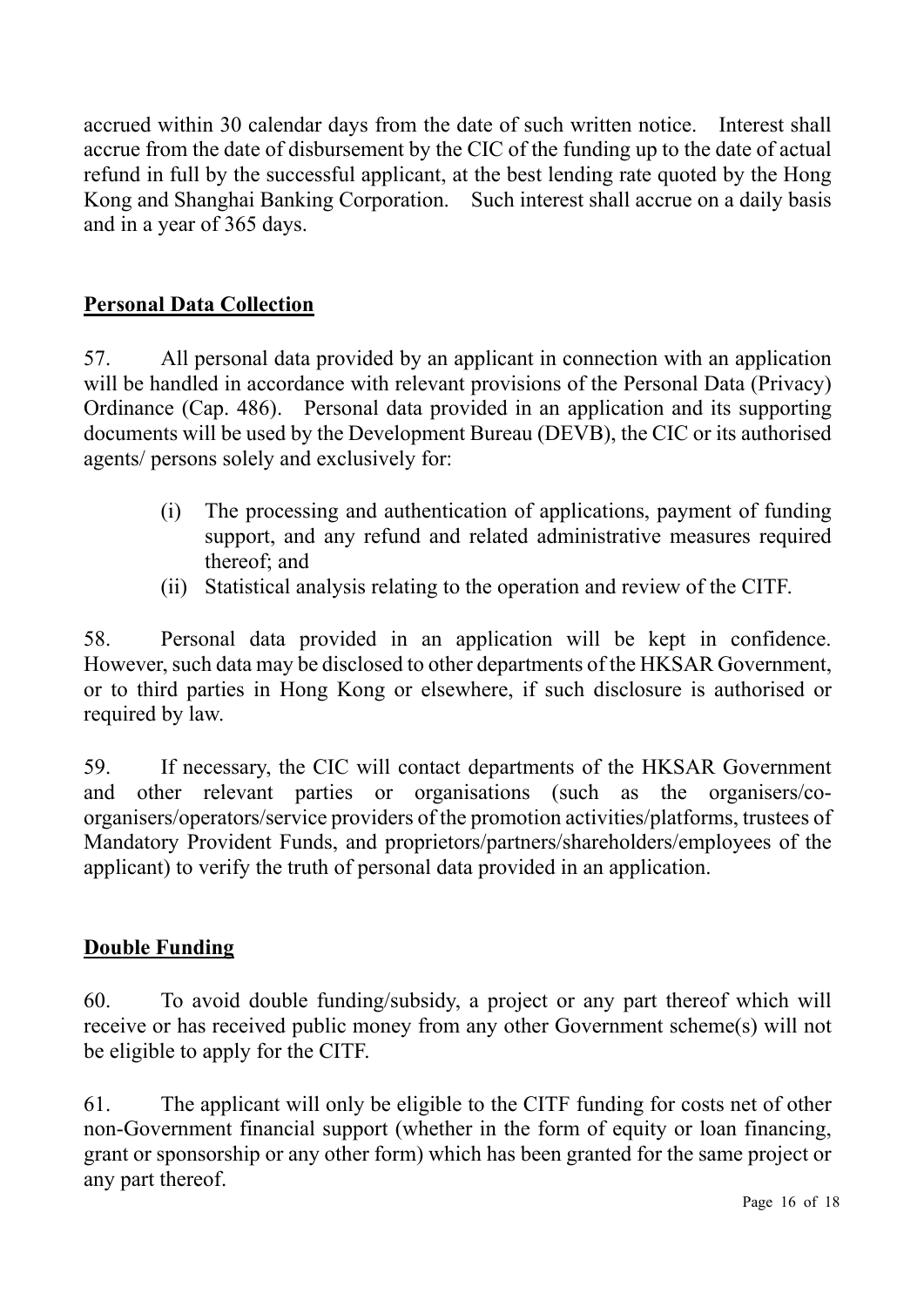accrued within 30 calendar days from the date of such written notice. Interest shall accrue from the date of disbursement by the CIC of the funding up to the date of actual refund in full by the successful applicant, at the best lending rate quoted by the Hong Kong and Shanghai Banking Corporation. Such interest shall accrue on a daily basis and in a year of 365 days.

## Personal Data Collection

57. All personal data provided by an applicant in connection with an application will be handled in accordance with relevant provisions of the Personal Data (Privacy) Ordinance (Cap. 486). Personal data provided in an application and its supporting documents will be used by the Development Bureau (DEVB), the CIC or its authorised agents/ persons solely and exclusively for:

(i) The processing and authentication of applications, payment of funding support, and any refund and related administrative measures required thereof; and

(ii) Statistical analysis relating to the operation and review of the CITF.

58. Personal data provided in an application will be kept in confidence. However, such data may be disclosed to other departments of the HKSAR Government, or to third parties in Hong Kong or elsewhere, if such disclosure is authorised or required by law.

59. If necessary, the CIC will contact departments of the HKSAR Government and other relevant parties or organisations (such as the organisers/co-organisers/operators/service providers of the promotion activities/platforms, trustees of Mandatory Provident Funds, and proprietors/partners/shareholders/employees of the applicant) to verify the truth of personal data provided in an application.

## Double Funding

60. To avoid double funding/subsidy, a project or any part thereof which will receive or has received public money from any other Government scheme(s) will not be eligible to apply for the CITF.

61. The applicant will only be eligible to the CITF funding for costs net of other non-Government financial support (whether in the form of equity or loan financing, grant or sponsorship or any other form) which has been granted for the same project or any part thereof.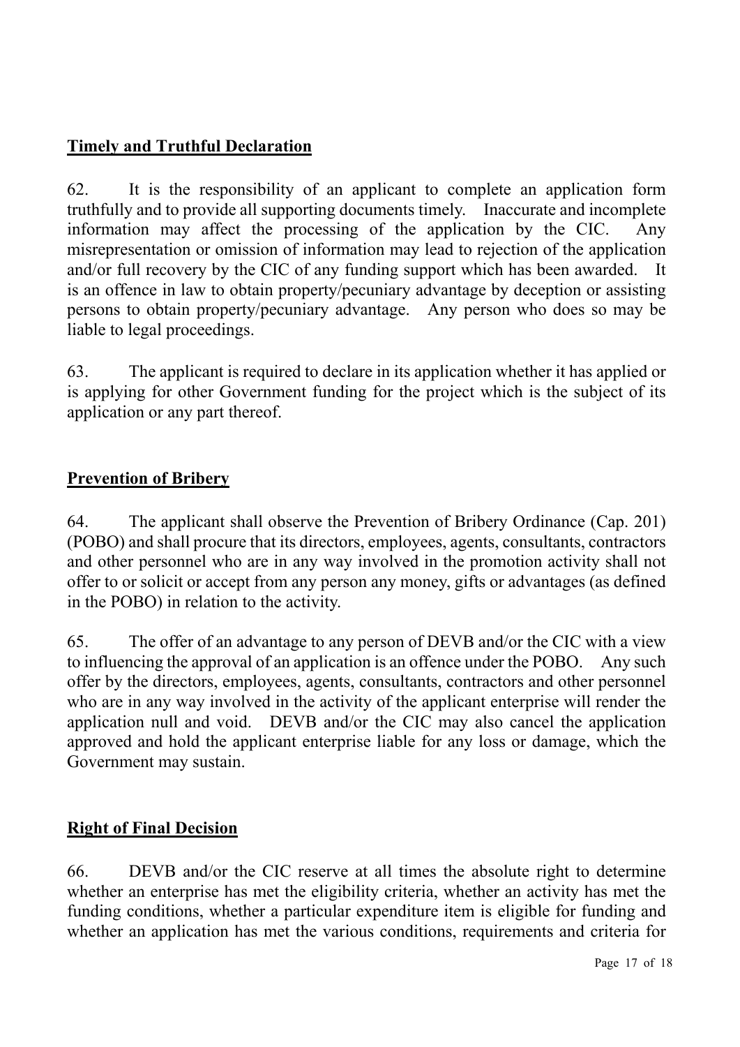**Timely and Truthful Declaration**

62. It is the responsibility of an applicant to complete an application form truthfully and to provide all supporting documents timely. Inaccurate and incomplete information may affect the processing of the application by the CIC. Any misrepresentation or omission of information may lead to rejection of the application and/or full recovery by the CIC of any funding support which has been awarded. It is an offence in law to obtain property/pecuniary advantage by deception or assisting persons to obtain property/pecuniary advantage. Any person who does so may be liable to legal proceedings.

63. The applicant is required to declare in its application whether it has applied or is applying for other Government funding for the project which is the subject of its application or any part thereof.

**Prevention of Bribery**

64. The applicant shall observe the Prevention of Bribery Ordinance (Cap. 201) (POBO) and shall procure that its directors, employees, agents, consultants, contractors and other personnel who are in any way involved in the promotion activity shall not offer to or solicit or accept from any person any money, gifts or advantages (as defined in the POBO) in relation to the activity.

65. The offer of an advantage to any person of DEVB and/or the CIC with a view to influencing the approval of an application is an offence under the POBO. Any such offer by the directors, employees, agents, consultants, contractors and other personnel who are in any way involved in the activity of the applicant enterprise will render the application null and void. DEVB and/or the CIC may also cancel the application approved and hold the applicant enterprise liable for any loss or damage, which the Government may sustain.

**Right of Final Decision**

66. DEVB and/or the CIC reserve at all times the absolute right to determine whether an enterprise has met the eligibility criteria, whether an activity has met the funding conditions, whether a particular expenditure item is eligible for funding and whether an application has met the various conditions, requirements and criteria for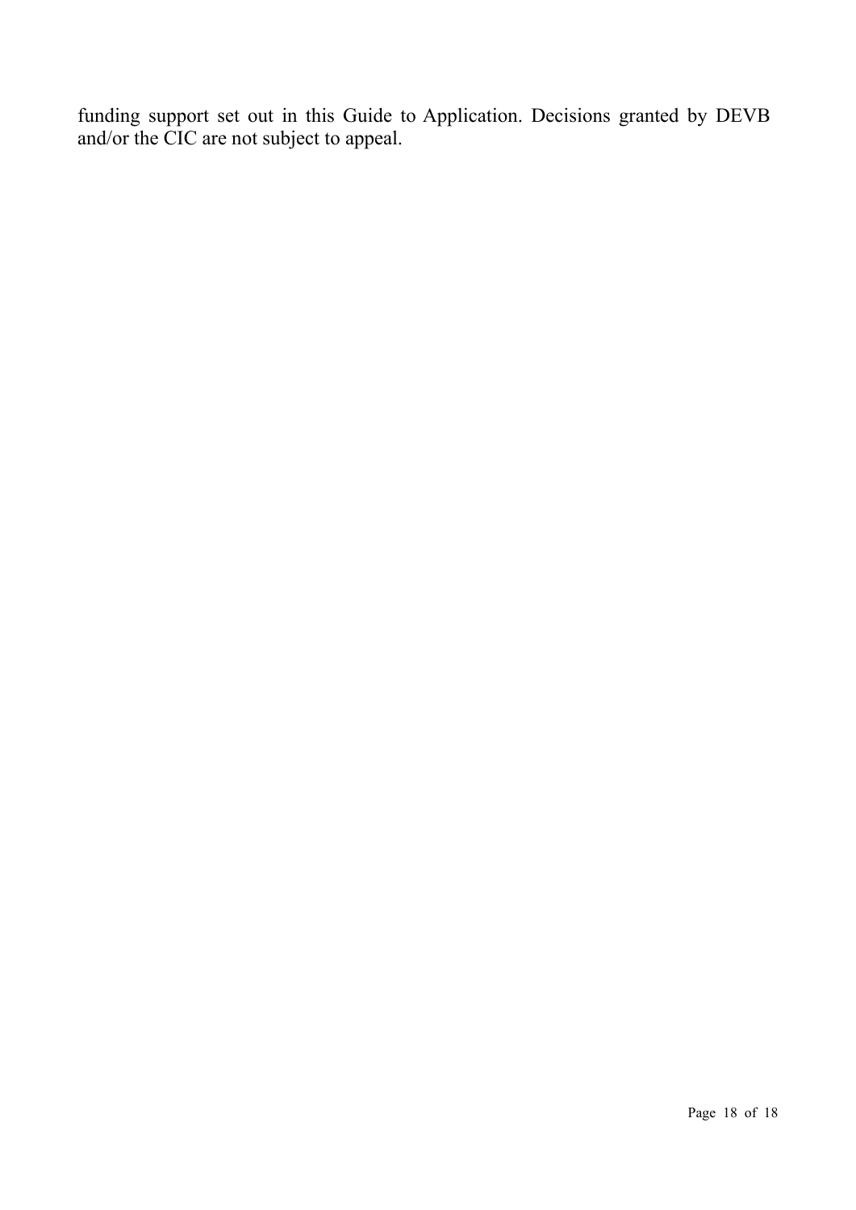funding support set out in this Guide to Application. Decisions granted by DEVB and/or the CIC are not subject to appeal.